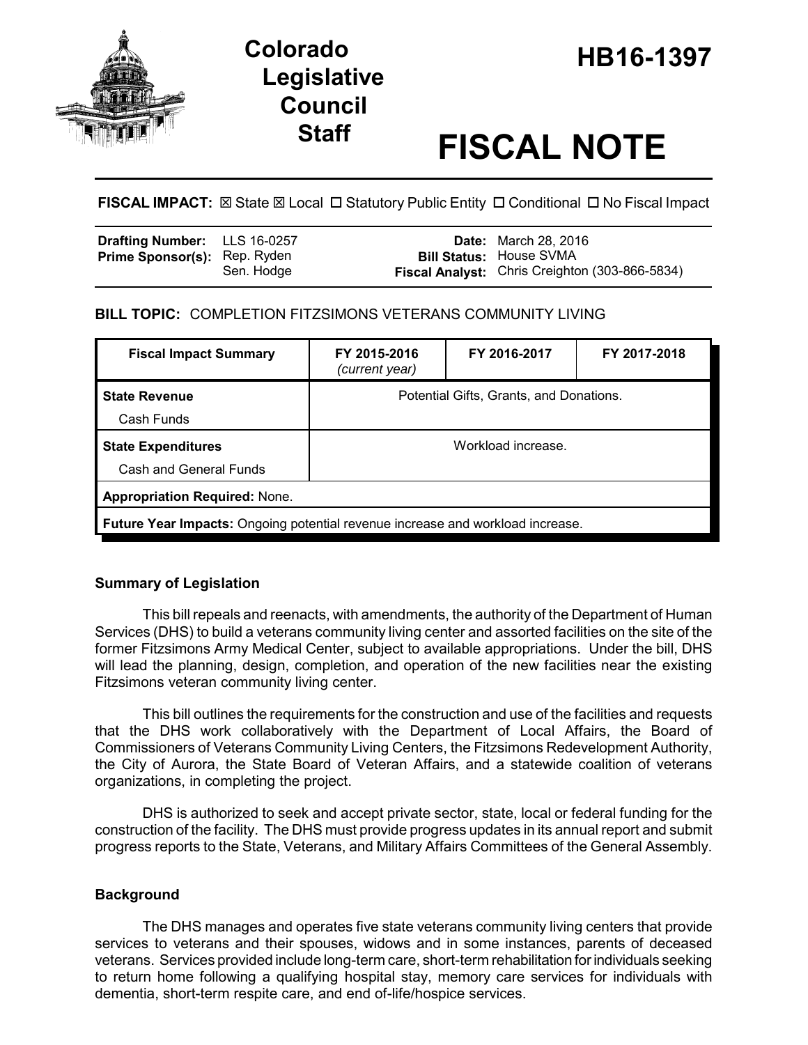# Colorado Legislative Council Staff

# HB16-1397

# FISCAL NOTE

**FISCAL IMPACT:** ☒ State ☒ Local ☐ Statutory Public Entity ☐ Conditional ☐ No Fiscal Impact

| | | | |
|---|---|---|---|
| **Drafting Number:** | LLS 16-0257 | **Date:** | March 28, 2016 |
| **Prime Sponsor(s):** | Rep. Ryden<br>Sen. Hodge | **Bill Status:** | House SVMA |
| | | **Fiscal Analyst:** | Chris Creighton (303-866-5834) |

**BILL TOPIC:** COMPLETION FITZSIMONS VETERANS COMMUNITY LIVING

| Fiscal Impact Summary | FY 2015-2016 *(current year)* | FY 2016-2017 | FY 2017-2018 |
|---|---|---|---|
| **State Revenue**<br>Cash Funds | Potential Gifts, Grants, and Donations. | | |
| **State Expenditures**<br>Cash and General Funds | Workload increase. | | |
| **Appropriation Required:** None. | | | |
| **Future Year Impacts:** Ongoing potential revenue increase and workload increase. | | | |

## Summary of Legislation

This bill repeals and reenacts, with amendments, the authority of the Department of Human Services (DHS) to build a veterans community living center and assorted facilities on the site of the former Fitzsimons Army Medical Center, subject to available appropriations. Under the bill, DHS will lead the planning, design, completion, and operation of the new facilities near the existing Fitzsimons veteran community living center.

This bill outlines the requirements for the construction and use of the facilities and requests that the DHS work collaboratively with the Department of Local Affairs, the Board of Commissioners of Veterans Community Living Centers, the Fitzsimons Redevelopment Authority, the City of Aurora, the State Board of Veteran Affairs, and a statewide coalition of veterans organizations, in completing the project.

DHS is authorized to seek and accept private sector, state, local or federal funding for the construction of the facility. The DHS must provide progress updates in its annual report and submit progress reports to the State, Veterans, and Military Affairs Committees of the General Assembly.

## Background

The DHS manages and operates five state veterans community living centers that provide services to veterans and their spouses, widows and in some instances, parents of deceased veterans. Services provided include long-term care, short-term rehabilitation for individuals seeking to return home following a qualifying hospital stay, memory care services for individuals with dementia, short-term respite care, and end of-life/hospice services.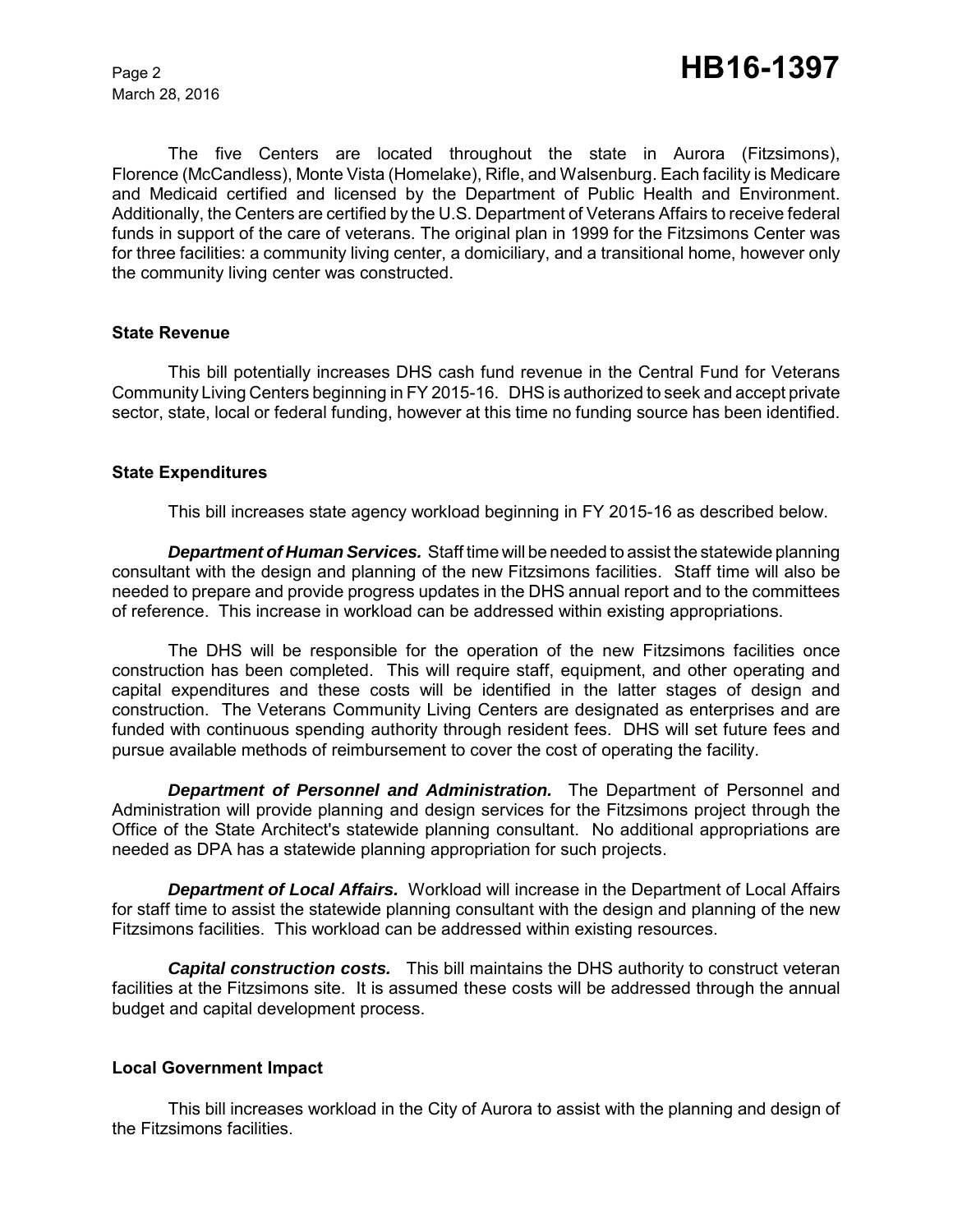The five Centers are located throughout the state in Aurora (Fitzsimons), Florence (McCandless), Monte Vista (Homelake), Rifle, and Walsenburg. Each facility is Medicare and Medicaid certified and licensed by the Department of Public Health and Environment. Additionally, the Centers are certified by the U.S. Department of Veterans Affairs to receive federal funds in support of the care of veterans. The original plan in 1999 for the Fitzsimons Center was for three facilities: a community living center, a domiciliary, and a transitional home, however only the community living center was constructed.

## State Revenue

This bill potentially increases DHS cash fund revenue in the Central Fund for Veterans Community Living Centers beginning in FY 2015-16. DHS is authorized to seek and accept private sector, state, local or federal funding, however at this time no funding source has been identified.

## State Expenditures

This bill increases state agency workload beginning in FY 2015-16 as described below.

***Department of Human Services.*** Staff time will be needed to assist the statewide planning consultant with the design and planning of the new Fitzsimons facilities. Staff time will also be needed to prepare and provide progress updates in the DHS annual report and to the committees of reference. This increase in workload can be addressed within existing appropriations.

The DHS will be responsible for the operation of the new Fitzsimons facilities once construction has been completed. This will require staff, equipment, and other operating and capital expenditures and these costs will be identified in the latter stages of design and construction. The Veterans Community Living Centers are designated as enterprises and are funded with continuous spending authority through resident fees. DHS will set future fees and pursue available methods of reimbursement to cover the cost of operating the facility.

***Department of Personnel and Administration.*** The Department of Personnel and Administration will provide planning and design services for the Fitzsimons project through the Office of the State Architect's statewide planning consultant. No additional appropriations are needed as DPA has a statewide planning appropriation for such projects.

***Department of Local Affairs.*** Workload will increase in the Department of Local Affairs for staff time to assist the statewide planning consultant with the design and planning of the new Fitzsimons facilities. This workload can be addressed within existing resources.

***Capital construction costs.*** This bill maintains the DHS authority to construct veteran facilities at the Fitzsimons site. It is assumed these costs will be addressed through the annual budget and capital development process.

## Local Government Impact

This bill increases workload in the City of Aurora to assist with the planning and design of the Fitzsimons facilities.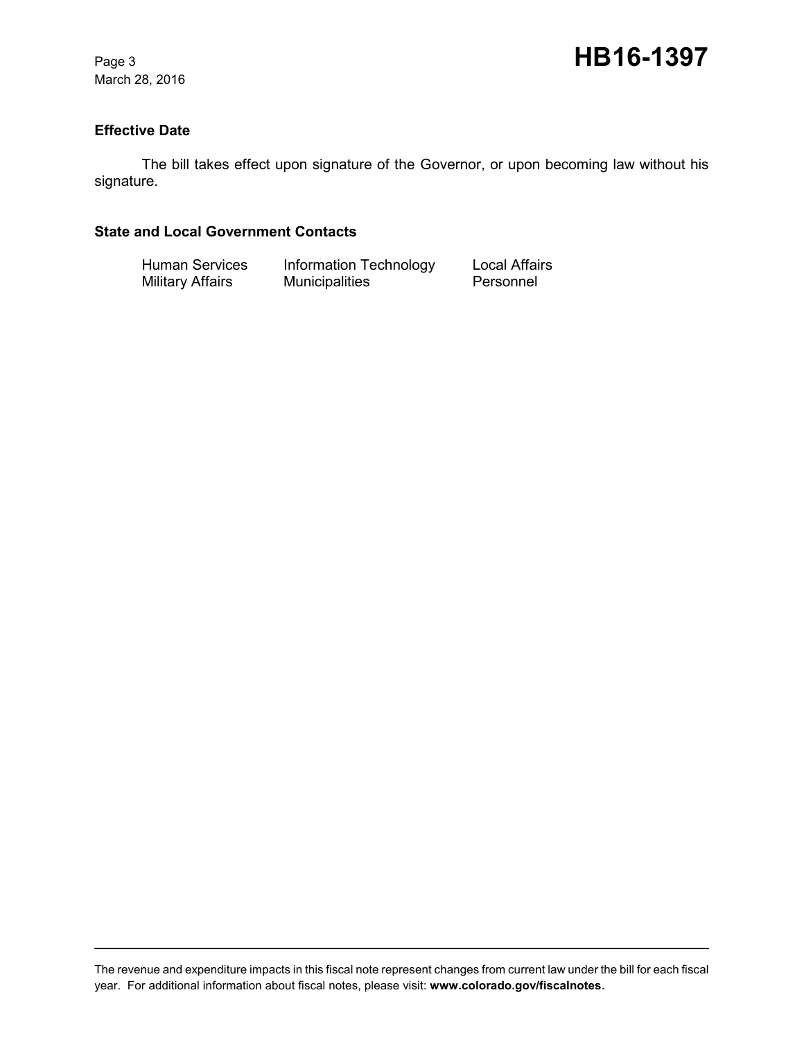### Effective Date

The bill takes effect upon signature of the Governor, or upon becoming law without his signature.

### State and Local Government Contacts

| | | |
|---|---|---|
| Human Services | Information Technology | Local Affairs |
| Military Affairs | Municipalities | Personnel |

The revenue and expenditure impacts in this fiscal note represent changes from current law under the bill for each fiscal year. For additional information about fiscal notes, please visit: **www.colorado.gov/fiscalnotes.**